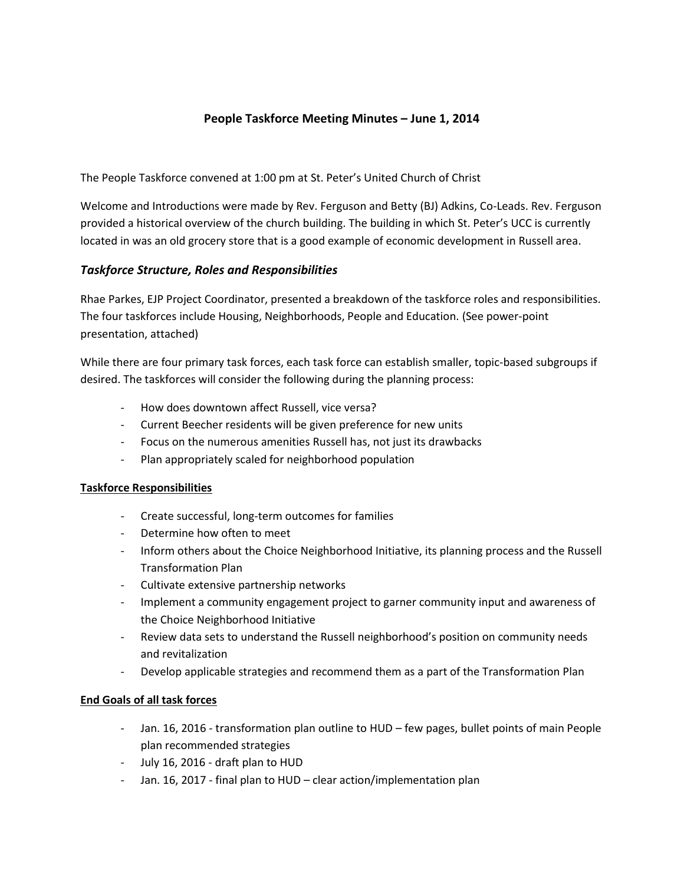# People Taskforce Meeting Minutes – June 1, 2014

The People Taskforce convened at 1:00 pm at St. Peter's United Church of Christ

Welcome and Introductions were made by Rev. Ferguson and Betty (BJ) Adkins, Co-Leads. Rev. Ferguson provided a historical overview of the church building. The building in which St. Peter's UCC is currently located in was an old grocery store that is a good example of economic development in Russell area.

## *Taskforce Structure, Roles and Responsibilities*

Rhae Parkes, EJP Project Coordinator, presented a breakdown of the taskforce roles and responsibilities. The four taskforces include Housing, Neighborhoods, People and Education. (See power-point presentation, attached)

While there are four primary task forces, each task force can establish smaller, topic-based subgroups if desired. The taskforces will consider the following during the planning process:

- How does downtown affect Russell, vice versa?
- Current Beecher residents will be given preference for new units
- Focus on the numerous amenities Russell has, not just its drawbacks
- Plan appropriately scaled for neighborhood population

**Taskforce Responsibilities**

- Create successful, long-term outcomes for families
- Determine how often to meet
- Inform others about the Choice Neighborhood Initiative, its planning process and the Russell Transformation Plan
- Cultivate extensive partnership networks
- Implement a community engagement project to garner community input and awareness of the Choice Neighborhood Initiative
- Review data sets to understand the Russell neighborhood's position on community needs and revitalization
- Develop applicable strategies and recommend them as a part of the Transformation Plan

**End Goals of all task forces**

- Jan. 16, 2016 - transformation plan outline to HUD – few pages, bullet points of main People plan recommended strategies
- July 16, 2016 - draft plan to HUD
- Jan. 16, 2017 - final plan to HUD – clear action/implementation plan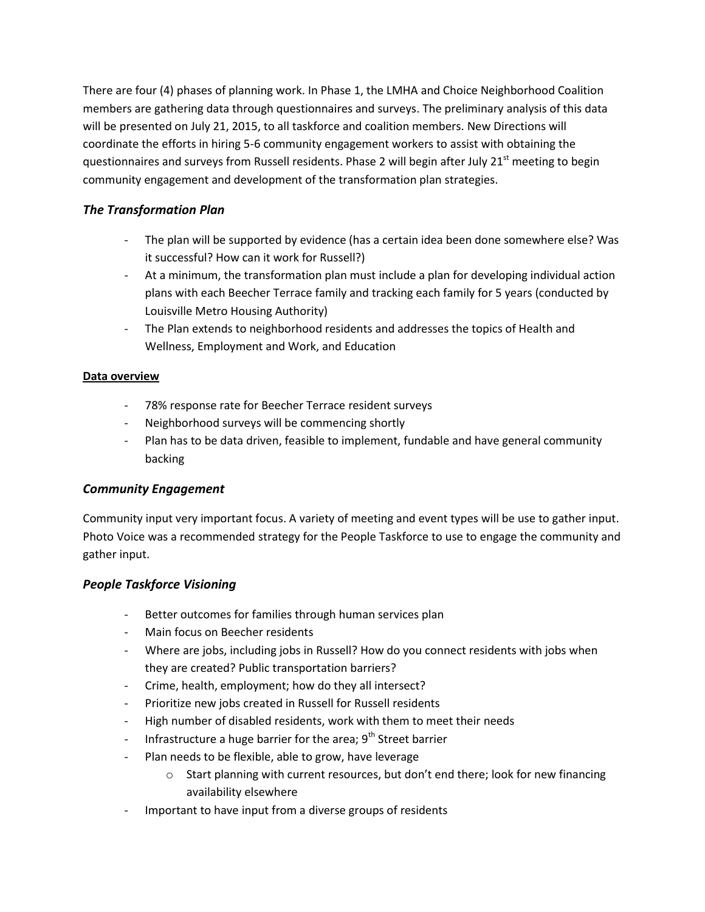There are four (4) phases of planning work. In Phase 1, the LMHA and Choice Neighborhood Coalition members are gathering data through questionnaires and surveys. The preliminary analysis of this data will be presented on July 21, 2015, to all taskforce and coalition members. New Directions will coordinate the efforts in hiring 5-6 community engagement workers to assist with obtaining the questionnaires and surveys from Russell residents. Phase 2 will begin after July 21st meeting to begin community engagement and development of the transformation plan strategies.

### *The Transformation Plan*

- The plan will be supported by evidence (has a certain idea been done somewhere else? Was it successful? How can it work for Russell?)
- At a minimum, the transformation plan must include a plan for developing individual action plans with each Beecher Terrace family and tracking each family for 5 years (conducted by Louisville Metro Housing Authority)
- The Plan extends to neighborhood residents and addresses the topics of Health and Wellness, Employment and Work, and Education

**Data overview**

- 78% response rate for Beecher Terrace resident surveys
- Neighborhood surveys will be commencing shortly
- Plan has to be data driven, feasible to implement, fundable and have general community backing

### *Community Engagement*

Community input very important focus. A variety of meeting and event types will be use to gather input. Photo Voice was a recommended strategy for the People Taskforce to use to engage the community and gather input.

### *People Taskforce Visioning*

- Better outcomes for families through human services plan
- Main focus on Beecher residents
- Where are jobs, including jobs in Russell? How do you connect residents with jobs when they are created? Public transportation barriers?
- Crime, health, employment; how do they all intersect?
- Prioritize new jobs created in Russell for Russell residents
- High number of disabled residents, work with them to meet their needs
- Infrastructure a huge barrier for the area; 9th Street barrier
- Plan needs to be flexible, able to grow, have leverage
  - Start planning with current resources, but don't end there; look for new financing availability elsewhere
- Important to have input from a diverse groups of residents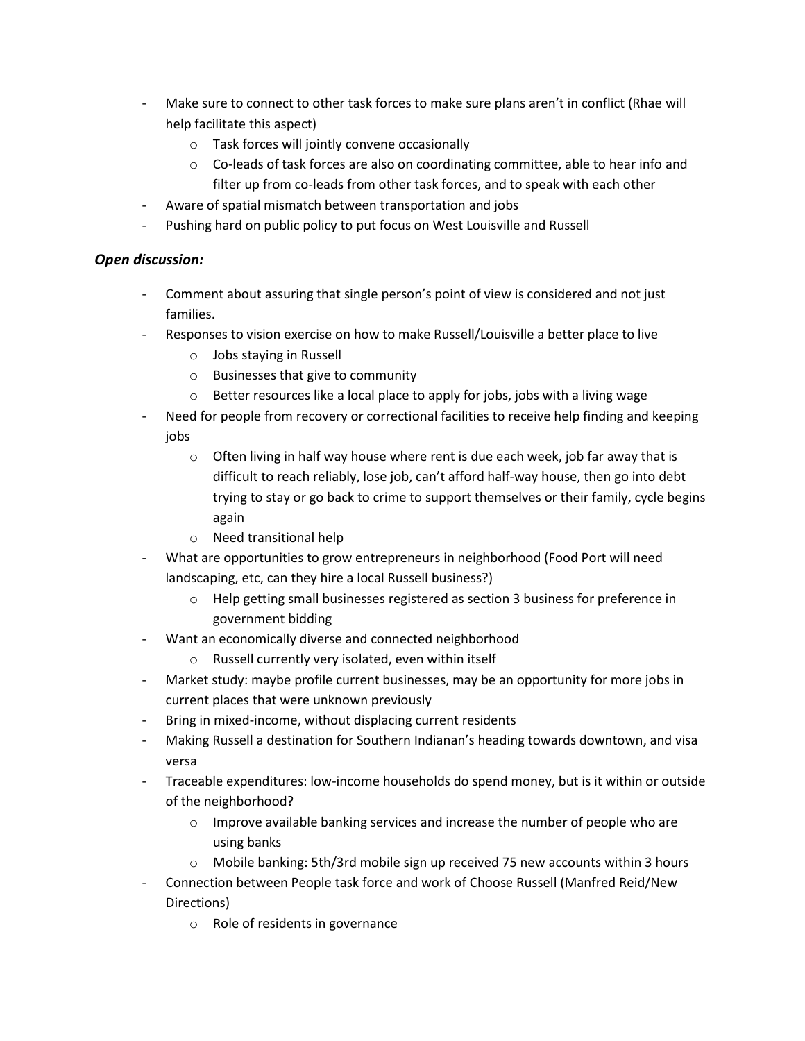- Make sure to connect to other task forces to make sure plans aren't in conflict (Rhae will help facilitate this aspect)
    - Task forces will jointly convene occasionally
    - Co-leads of task forces are also on coordinating committee, able to hear info and filter up from co-leads from other task forces, and to speak with each other
- Aware of spatial mismatch between transportation and jobs
- Pushing hard on public policy to put focus on West Louisville and Russell

### *Open discussion:*

- Comment about assuring that single person's point of view is considered and not just families.
- Responses to vision exercise on how to make Russell/Louisville a better place to live
    - Jobs staying in Russell
    - Businesses that give to community
    - Better resources like a local place to apply for jobs, jobs with a living wage
- Need for people from recovery or correctional facilities to receive help finding and keeping jobs
    - Often living in half way house where rent is due each week, job far away that is difficult to reach reliably, lose job, can't afford half-way house, then go into debt trying to stay or go back to crime to support themselves or their family, cycle begins again
    - Need transitional help
- What are opportunities to grow entrepreneurs in neighborhood (Food Port will need landscaping, etc, can they hire a local Russell business?)
    - Help getting small businesses registered as section 3 business for preference in government bidding
- Want an economically diverse and connected neighborhood
    - Russell currently very isolated, even within itself
- Market study: maybe profile current businesses, may be an opportunity for more jobs in current places that were unknown previously
- Bring in mixed-income, without displacing current residents
- Making Russell a destination for Southern Indianan's heading towards downtown, and visa versa
- Traceable expenditures: low-income households do spend money, but is it within or outside of the neighborhood?
    - Improve available banking services and increase the number of people who are using banks
    - Mobile banking: 5th/3rd mobile sign up received 75 new accounts within 3 hours
- Connection between People task force and work of Choose Russell (Manfred Reid/New Directions)
    - Role of residents in governance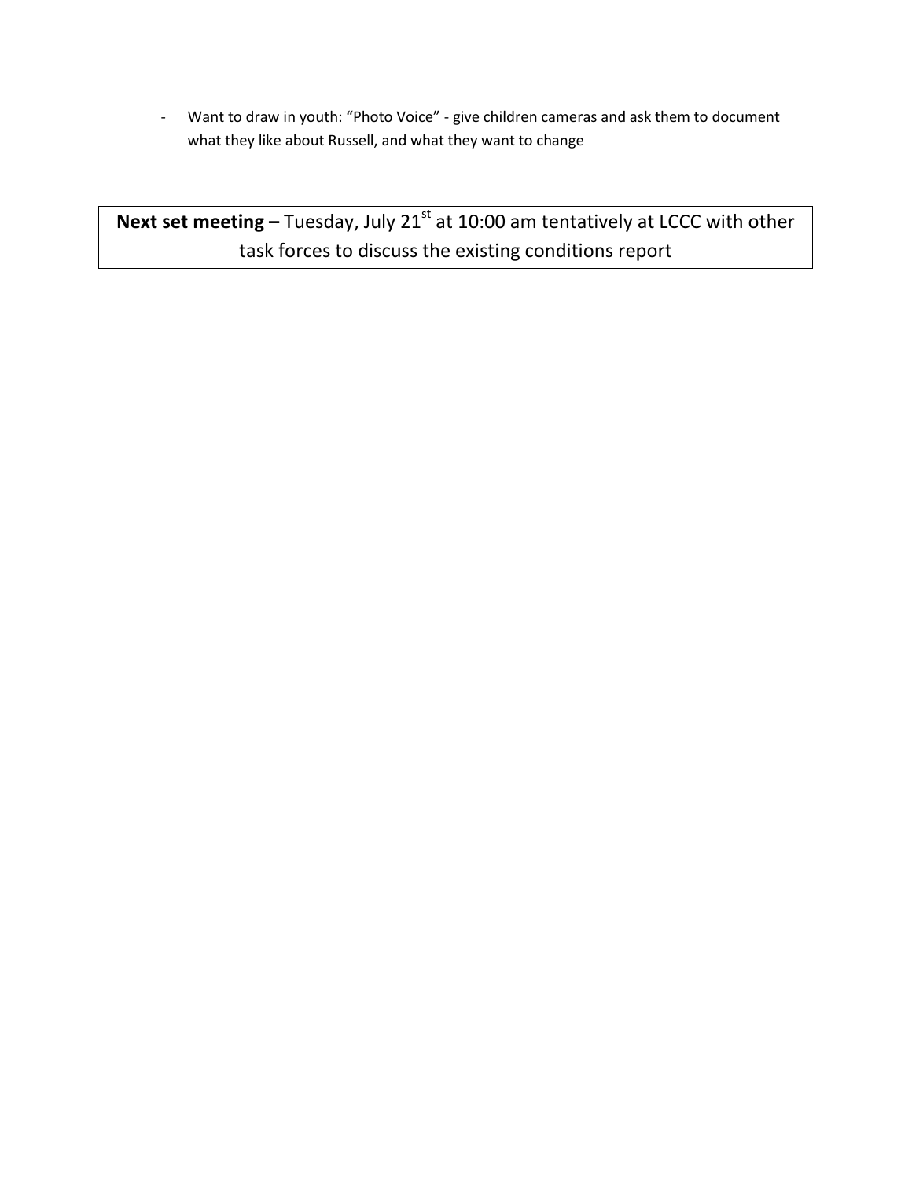- Want to draw in youth: “Photo Voice” - give children cameras and ask them to document what they like about Russell, and what they want to change

**Next set meeting –** Tuesday, July 21st at 10:00 am tentatively at LCCC with other task forces to discuss the existing conditions report